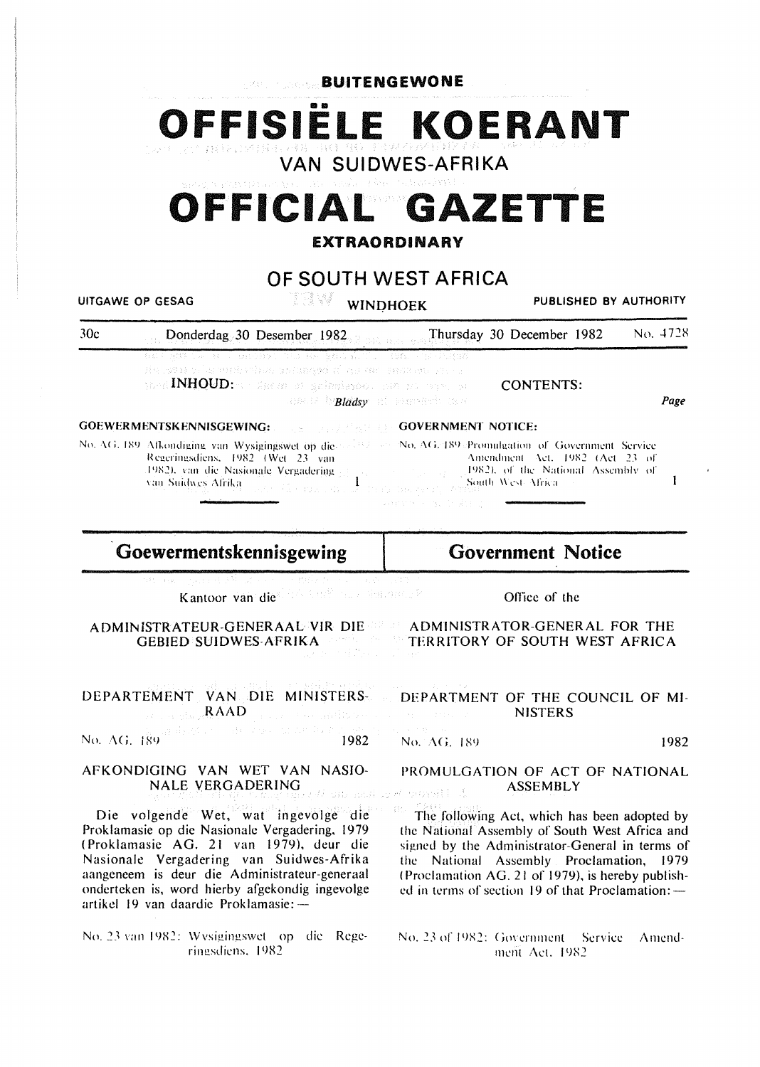**BUITENGEWONE**

# OFFISIËLE KOERANT

## VAN SUIDWES-AFRIKA

# OFFICIAL GAZETTE

**EXTRAORDINARY**

## OF SOUTH WEST AFRICA

UITGAWE OP GESAG — WINDHOEK — PUBLISHED BY AUTHORITY

30c — Donderdag 30 Desember 1982 — Thursday 30 December 1982 — No. 4728

**INHOUD:** *Bladsy*

**GOEWERMENTSKENNISGEWING:**

No. AG. 189 Afkondiging van Wysigingswet op die Regeringsdiens, 1982 (Wet 23 van 1982), van die Nasionale Vergadering van Suidwes-Afrika — 1

**CONTENTS:** *Page*

**GOVERNMENT NOTICE:**

No. AG. 189 Promulgation of Government Service Amendment Act, 1982 (Act 23 of 1982), of the National Assembly of South West Africa — 1

## Goewermentskennisgewing

Kantoor van die

ADMINISTRATEUR-GENERAAL VIR DIE GEBIED SUIDWES-AFRIKA

DEPARTEMENT VAN DIE MINISTERSRAAD

No. AG. 189 — 1982

AFKONDIGING VAN WET VAN NASIONALE VERGADERING

Die volgende Wet, wat ingevolge die Proklamasie op die Nasionale Vergadering, 1979 (Proklamasie AG. 21 van 1979), deur die Nasionale Vergadering van Suidwes-Afrika aangeneem is deur die Administrateur-generaal onderteken is, word hierby afgekondig ingevolge artikel 19 van daardie Proklamasie: —

No. 23 van 1982: Wysigingswet op die Regeringsdiens, 1982

## Government Notice

Office of the

ADMINISTRATOR-GENERAL FOR THE TERRITORY OF SOUTH WEST AFRICA

DEPARTMENT OF THE COUNCIL OF MINISTERS

No. AG. 189 — 1982

PROMULGATION OF ACT OF NATIONAL ASSEMBLY

The following Act, which has been adopted by the National Assembly of South West Africa and signed by the Administrator-General in terms of the National Assembly Proclamation, 1979 (Proclamation AG. 21 of 1979), is hereby published in terms of section 19 of that Proclamation: —

No. 23 of 1982: Government Service Amendment Act, 1982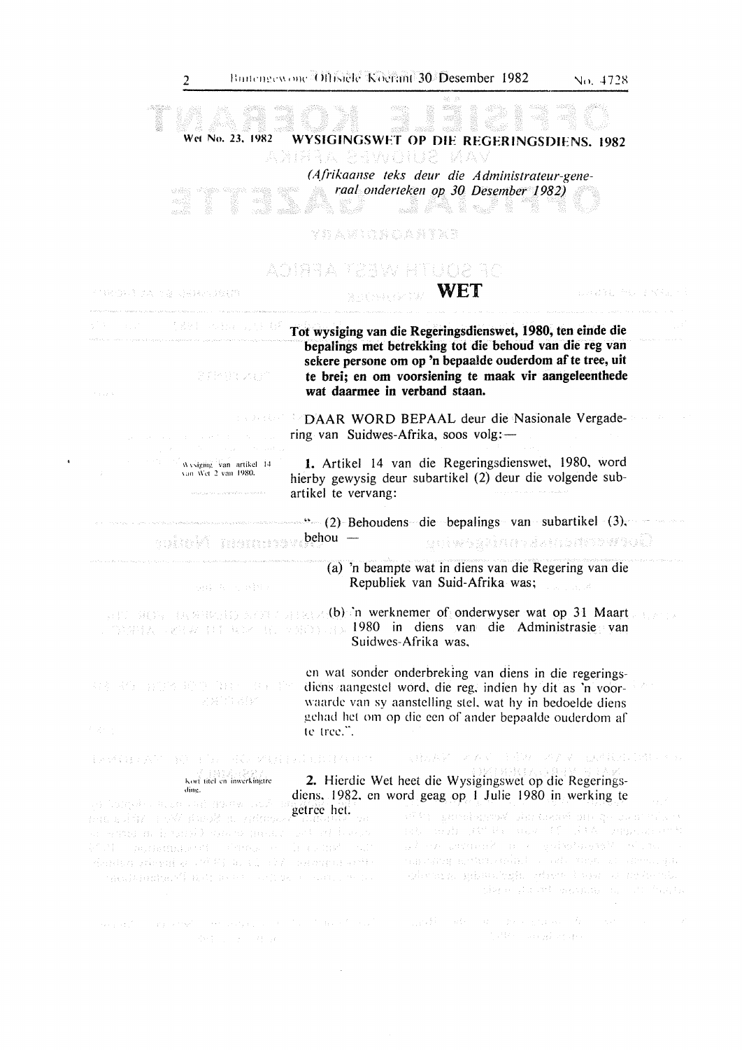Wet No. 23, 1982

## WYSIGINGSWET OP DIE REGERINGSDIENS, 1982

*(Afrikaanse teks deur die Administrateur-generaal onderteken op 30 Desember 1982)*

# WET

**Tot wysiging van die Regeringsdienswet, 1980, ten einde die bepalings met betrekking tot die behoud van die reg van sekere persone om op 'n bepaalde ouderdom af te tree, uit te brei; en om voorsiening te maak vir aangeleenthede wat daarmee in verband staan.**

DAAR WORD BEPAAL deur die Nasionale Vergadering van Suidwes-Afrika, soos volg:—

Wysiging van artikel 14 van Wet 2 van 1980.

**1.** Artikel 14 van die Regeringsdienswet, 1980, word hierby gewysig deur subartikel (2) deur die volgende subartikel te vervang:

"(2) Behoudens die bepalings van subartikel (3), behou —

(a) 'n beampte wat in diens van die Regering van die Republiek van Suid-Afrika was;

(b) 'n werknemer of onderwyser wat op 31 Maart 1980 in diens van die Administrasie van Suidwes-Afrika was,

en wat sonder onderbreking van diens in die regeringsdiens aangestel word, die reg, indien hy dit as 'n voorwaarde van sy aanstelling stel, wat hy in bedoelde diens gehad het om op die een of ander bepaalde ouderdom af te tree.".

Kort titel en inwerkingtreding.

**2.** Hierdie Wet heet die Wysigingswet op die Regeringsdiens, 1982, en word geag op 1 Julie 1980 in werking te getree het.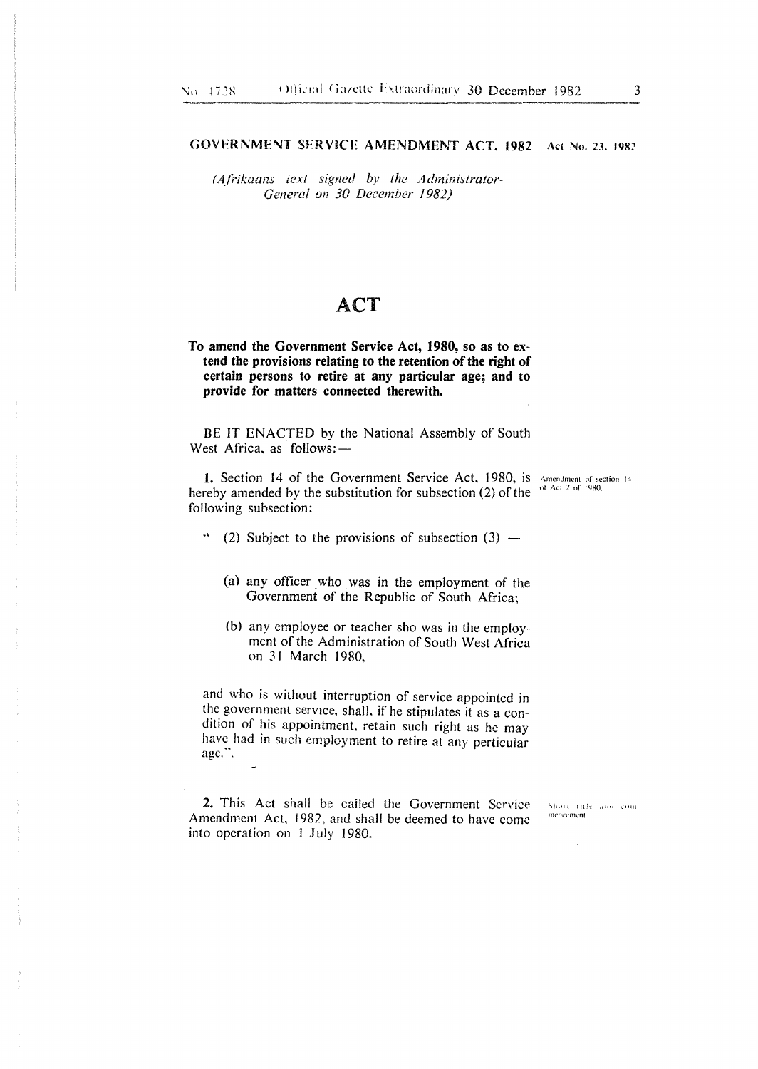**GOVERNMENT SERVICE AMENDMENT ACT, 1982** Act No. 23, 1982

*(Afrikaans text signed by the Administrator-General on 30 December 1982)*

# ACT

**To amend the Government Service Act, 1980, so as to extend the provisions relating to the retention of the right of certain persons to retire at any particular age; and to provide for matters connected therewith.**

BE IT ENACTED by the National Assembly of South West Africa, as follows:—

Amendment of section 14 of Act 2 of 1980.

**1.** Section 14 of the Government Service Act, 1980, is hereby amended by the substitution for subsection (2) of the following subsection:

" (2) Subject to the provisions of subsection (3) —

(a) any officer who was in the employment of the Government of the Republic of South Africa;

(b) any employee or teacher sho was in the employment of the Administration of South West Africa on 31 March 1980,

and who is without interruption of service appointed in the government service, shall, if he stipulates it as a condition of his appointment, retain such right as he may have had in such employment to retire at any perticular age.".

Short title and commencement.

**2.** This Act shall be called the Government Service Amendment Act, 1982, and shall be deemed to have come into operation on 1 July 1980.